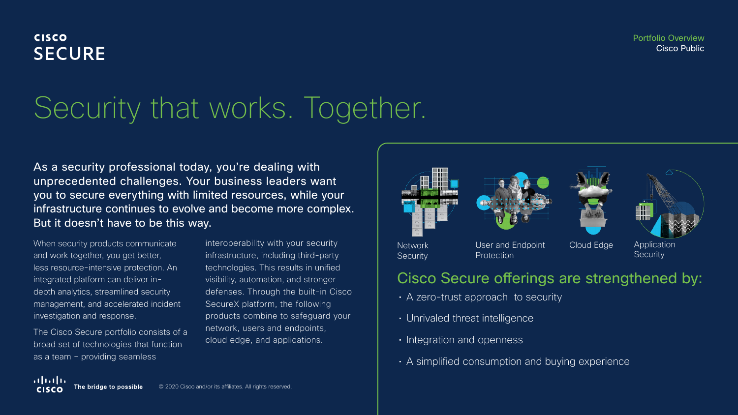**CISCO SECURE**

Portfolio Overview
Cisco Public

# Security that works. Together.

As a security professional today, you're dealing with unprecedented challenges. Your business leaders want you to secure everything with limited resources, while your infrastructure continues to evolve and become more complex. But it doesn't have to be this way.

When security products communicate and work together, you get better, less resource-intensive protection. An integrated platform can deliver in-depth analytics, streamlined security management, and accelerated incident investigation and response.

The Cisco Secure portfolio consists of a broad set of technologies that function as a team – providing seamless interoperability with your security infrastructure, including third-party technologies. This results in unified visibility, automation, and stronger defenses. Through the built-in Cisco SecureX platform, the following products combine to safeguard your network, users and endpoints, cloud edge, and applications.

Network Security

User and Endpoint Protection

Cloud Edge

Application Security

## Cisco Secure offerings are strengthened by:

- A zero-trust approach to security
- Unrivaled threat intelligence
- Integration and openness
- A simplified consumption and buying experience

The bridge to possible

© 2020 Cisco and/or its affiliates. All rights reserved.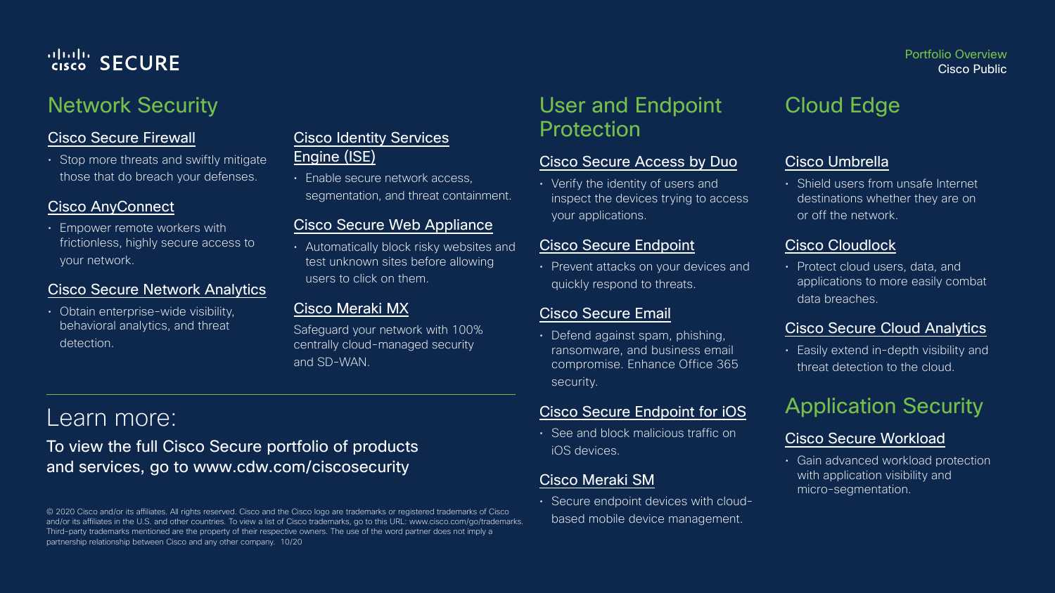# Cisco SECURE

Portfolio Overview
Cisco Public

## Network Security

### Cisco Secure Firewall

- Stop more threats and swiftly mitigate those that do breach your defenses.

### Cisco AnyConnect

- Empower remote workers with frictionless, highly secure access to your network.

### Cisco Secure Network Analytics

- Obtain enterprise-wide visibility, behavioral analytics, and threat detection.

### Cisco Identity Services Engine (ISE)

- Enable secure network access, segmentation, and threat containment.

### Cisco Secure Web Appliance

- Automatically block risky websites and test unknown sites before allowing users to click on them.

### Cisco Meraki MX

Safeguard your network with 100% centrally cloud-managed security and SD-WAN.

## User and Endpoint Protection

### Cisco Secure Access by Duo

- Verify the identity of users and inspect the devices trying to access your applications.

### Cisco Secure Endpoint

- Prevent attacks on your devices and quickly respond to threats.

### Cisco Secure Email

- Defend against spam, phishing, ransomware, and business email compromise. Enhance Office 365 security.

### Cisco Secure Endpoint for iOS

- See and block malicious traffic on iOS devices.

### Cisco Meraki SM

- Secure endpoint devices with cloud-based mobile device management.

## Cloud Edge

### Cisco Umbrella

- Shield users from unsafe Internet destinations whether they are on or off the network.

### Cisco Cloudlock

- Protect cloud users, data, and applications to more easily combat data breaches.

### Cisco Secure Cloud Analytics

- Easily extend in-depth visibility and threat detection to the cloud.

## Application Security

### Cisco Secure Workload

- Gain advanced workload protection with application visibility and micro-segmentation.

## Learn more:

To view the full Cisco Secure portfolio of products and services, go to www.cdw.com/ciscosecurity

© 2020 Cisco and/or its affiliates. All rights reserved. Cisco and the Cisco logo are trademarks or registered trademarks of Cisco and/or its affiliates in the U.S. and other countries. To view a list of Cisco trademarks, go to this URL: www.cisco.com/go/trademarks. Third-party trademarks mentioned are the property of their respective owners. The use of the word partner does not imply a partnership relationship between Cisco and any other company. 10/20